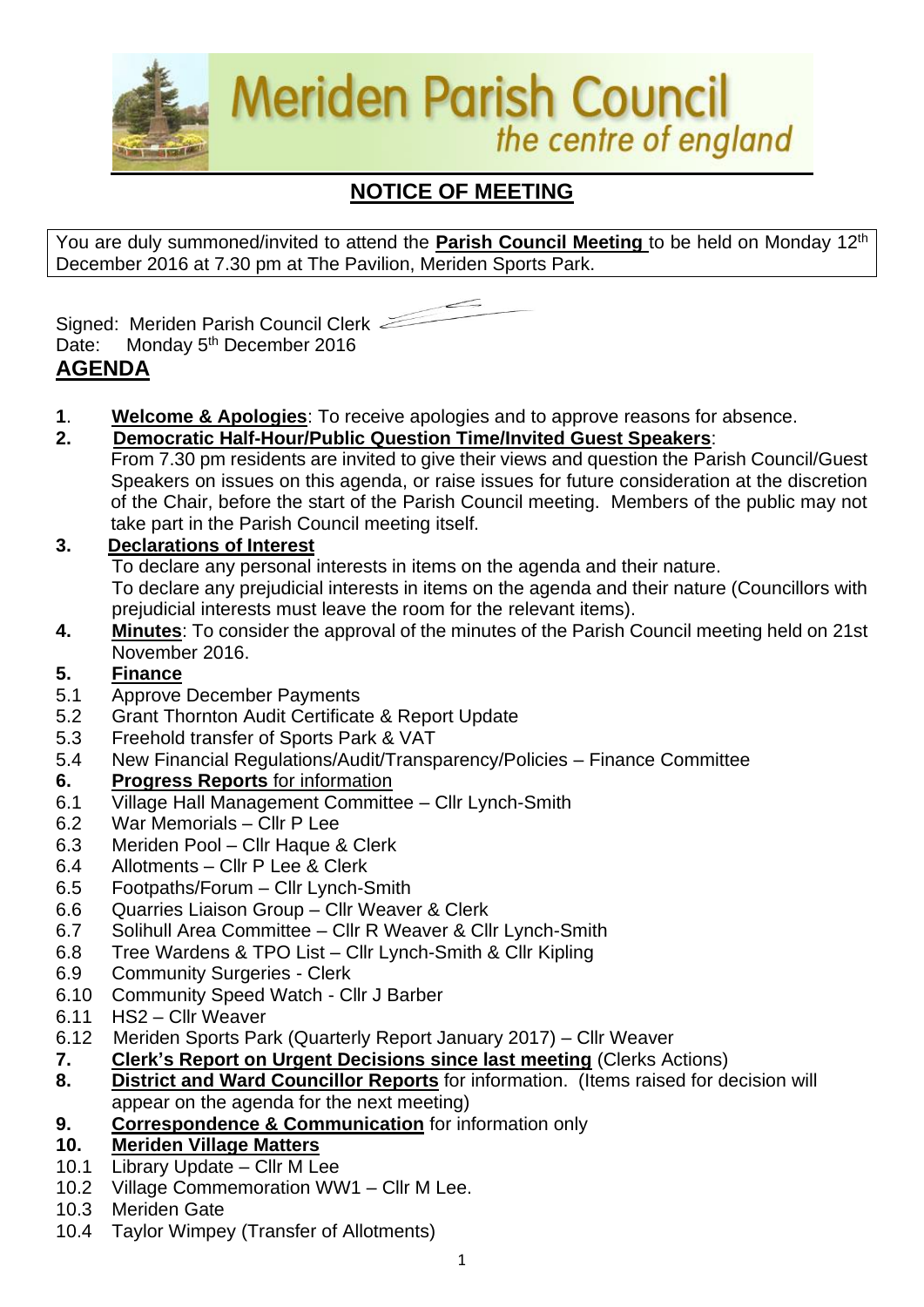# Meriden Parish Council
*the centre of england*

## NOTICE OF MEETING

You are duly summoned/invited to attend the **Parish Council Meeting** to be held on Monday 12th December 2016 at 7.30 pm at The Pavilion, Meriden Sports Park.

Signed: Meriden Parish Council Clerk
Date: Monday 5th December 2016

## AGENDA

**1**. **Welcome & Apologies**: To receive apologies and to approve reasons for absence.

**2. Democratic Half-Hour/Public Question Time/Invited Guest Speakers**:
From 7.30 pm residents are invited to give their views and question the Parish Council/Guest Speakers on issues on this agenda, or raise issues for future consideration at the discretion of the Chair, before the start of the Parish Council meeting. Members of the public may not take part in the Parish Council meeting itself.

**3. Declarations of Interest**
To declare any personal interests in items on the agenda and their nature.
To declare any prejudicial interests in items on the agenda and their nature (Councillors with prejudicial interests must leave the room for the relevant items).

**4. Minutes**: To consider the approval of the minutes of the Parish Council meeting held on 21st November 2016.

**5. Finance**
- 5.1 Approve December Payments
- 5.2 Grant Thornton Audit Certificate & Report Update
- 5.3 Freehold transfer of Sports Park & VAT
- 5.4 New Financial Regulations/Audit/Transparency/Policies – Finance Committee

**6. Progress Reports** for information
- 6.1 Village Hall Management Committee – Cllr Lynch-Smith
- 6.2 War Memorials – Cllr P Lee
- 6.3 Meriden Pool – Cllr Haque & Clerk
- 6.4 Allotments – Cllr P Lee & Clerk
- 6.5 Footpaths/Forum – Cllr Lynch-Smith
- 6.6 Quarries Liaison Group – Cllr Weaver & Clerk
- 6.7 Solihull Area Committee – Cllr R Weaver & Cllr Lynch-Smith
- 6.8 Tree Wardens & TPO List – Cllr Lynch-Smith & Cllr Kipling
- 6.9 Community Surgeries - Clerk
- 6.10 Community Speed Watch - Cllr J Barber
- 6.11 HS2 – Cllr Weaver
- 6.12 Meriden Sports Park (Quarterly Report January 2017) – Cllr Weaver

**7. Clerk's Report on Urgent Decisions since last meeting** (Clerks Actions)

**8. District and Ward Councillor Reports** for information. (Items raised for decision will appear on the agenda for the next meeting)

**9. Correspondence & Communication** for information only

**10. Meriden Village Matters**
- 10.1 Library Update – Cllr M Lee
- 10.2 Village Commemoration WW1 – Cllr M Lee.
- 10.3 Meriden Gate
- 10.4 Taylor Wimpey (Transfer of Allotments)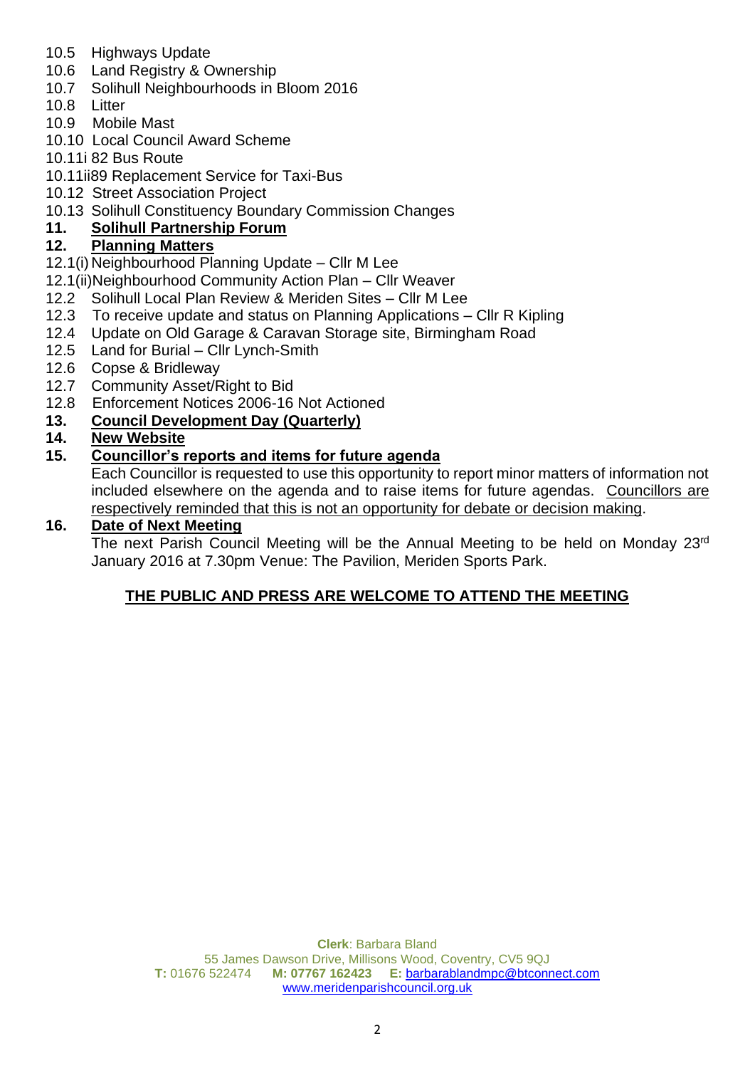10.5 Highways Update
10.6 Land Registry & Ownership
10.7 Solihull Neighbourhoods in Bloom 2016
10.8 Litter
10.9 Mobile Mast
10.10 Local Council Award Scheme
10.11i 82 Bus Route
10.11ii 89 Replacement Service for Taxi-Bus
10.12 Street Association Project
10.13 Solihull Constituency Boundary Commission Changes

**11. <u>Solihull Partnership Forum</u>**

**12. <u>Planning Matters</u>**

12.1(i) Neighbourhood Planning Update – Cllr M Lee
12.1(ii) Neighbourhood Community Action Plan – Cllr Weaver
12.2 Solihull Local Plan Review & Meriden Sites – Cllr M Lee
12.3 To receive update and status on Planning Applications – Cllr R Kipling
12.4 Update on Old Garage & Caravan Storage site, Birmingham Road
12.5 Land for Burial – Cllr Lynch-Smith
12.6 Copse & Bridleway
12.7 Community Asset/Right to Bid
12.8 Enforcement Notices 2006-16 Not Actioned

**13. <u>Council Development Day (Quarterly)</u>**

**14. <u>New Website</u>**

**15. <u>Councillor's reports and items for future agenda</u>**

Each Councillor is requested to use this opportunity to report minor matters of information not included elsewhere on the agenda and to raise items for future agendas. <u>Councillors are respectively reminded that this is not an opportunity for debate or decision making</u>.

**16. <u>Date of Next Meeting</u>**

The next Parish Council Meeting will be the Annual Meeting to be held on Monday 23rd January 2016 at 7.30pm Venue: The Pavilion, Meriden Sports Park.

**<u>THE PUBLIC AND PRESS ARE WELCOME TO ATTEND THE MEETING</u>**

**Clerk**: Barbara Bland
55 James Dawson Drive, Millisons Wood, Coventry, CV5 9QJ
**T:** 01676 522474 **M: 07767 162423** **E:** barbarablandmpc@btconnect.com
www.meridenparishcouncil.org.uk